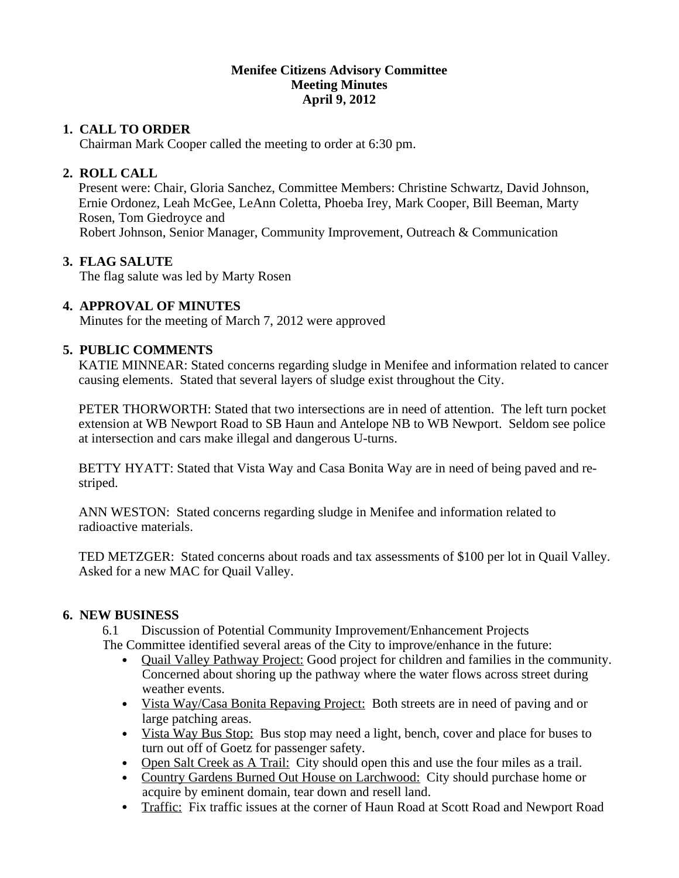**Menifee Citizens Advisory Committee**
**Meeting Minutes**
**April 9, 2012**

## 1. CALL TO ORDER

Chairman Mark Cooper called the meeting to order at 6:30 pm.

## 2. ROLL CALL

Present were: Chair, Gloria Sanchez, Committee Members: Christine Schwartz, David Johnson, Ernie Ordonez, Leah McGee, LeAnn Coletta, Phoeba Irey, Mark Cooper, Bill Beeman, Marty Rosen, Tom Giedroyce and
Robert Johnson, Senior Manager, Community Improvement, Outreach & Communication

## 3. FLAG SALUTE

The flag salute was led by Marty Rosen

## 4. APPROVAL OF MINUTES

Minutes for the meeting of March 7, 2012 were approved

## 5. PUBLIC COMMENTS

KATIE MINNEAR: Stated concerns regarding sludge in Menifee and information related to cancer causing elements. Stated that several layers of sludge exist throughout the City.

PETER THORWORTH: Stated that two intersections are in need of attention. The left turn pocket extension at WB Newport Road to SB Haun and Antelope NB to WB Newport. Seldom see police at intersection and cars make illegal and dangerous U-turns.

BETTY HYATT: Stated that Vista Way and Casa Bonita Way are in need of being paved and re-striped.

ANN WESTON: Stated concerns regarding sludge in Menifee and information related to radioactive materials.

TED METZGER: Stated concerns about roads and tax assessments of $100 per lot in Quail Valley. Asked for a new MAC for Quail Valley.

## 6. NEW BUSINESS

6.1 Discussion of Potential Community Improvement/Enhancement Projects

The Committee identified several areas of the City to improve/enhance in the future:

- Quail Valley Pathway Project: Good project for children and families in the community. Concerned about shoring up the pathway where the water flows across street during weather events.
- Vista Way/Casa Bonita Repaving Project: Both streets are in need of paving and or large patching areas.
- Vista Way Bus Stop: Bus stop may need a light, bench, cover and place for buses to turn out off of Goetz for passenger safety.
- Open Salt Creek as A Trail: City should open this and use the four miles as a trail.
- Country Gardens Burned Out House on Larchwood: City should purchase home or acquire by eminent domain, tear down and resell land.
- Traffic: Fix traffic issues at the corner of Haun Road at Scott Road and Newport Road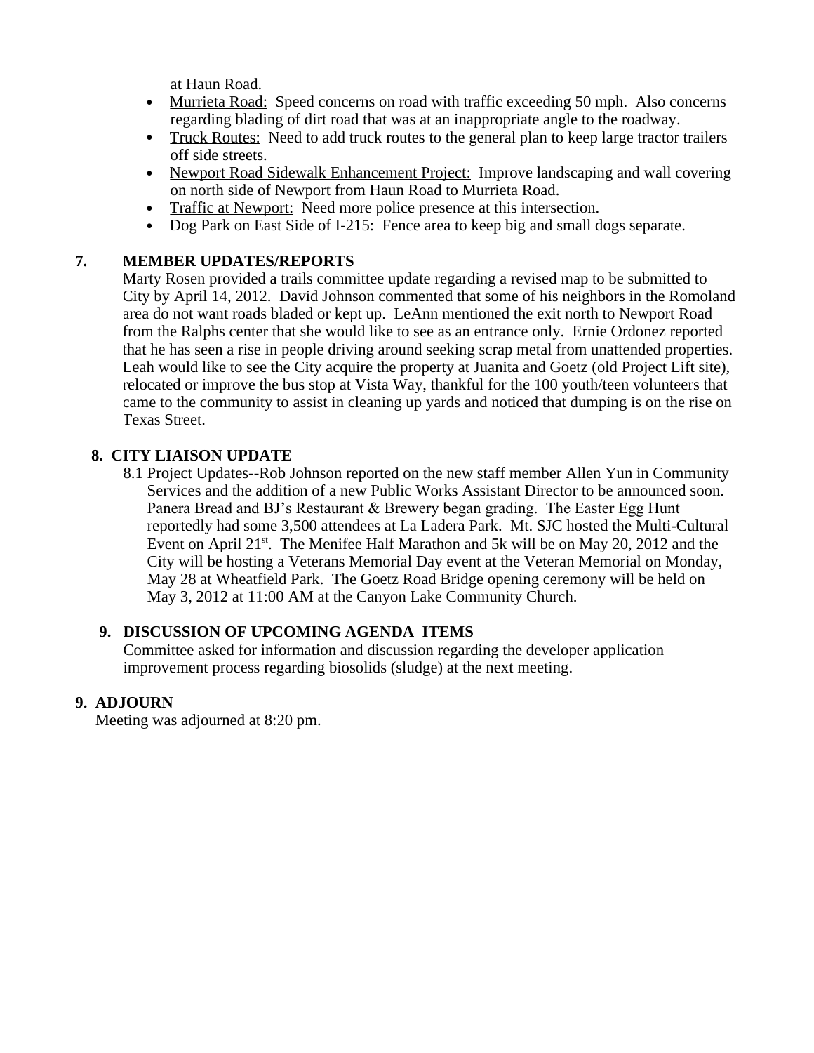at Haun Road.

- Murrieta Road: Speed concerns on road with traffic exceeding 50 mph. Also concerns regarding blading of dirt road that was at an inappropriate angle to the roadway.
- Truck Routes: Need to add truck routes to the general plan to keep large tractor trailers off side streets.
- Newport Road Sidewalk Enhancement Project: Improve landscaping and wall covering on north side of Newport from Haun Road to Murrieta Road.
- Traffic at Newport: Need more police presence at this intersection.
- Dog Park on East Side of I-215: Fence area to keep big and small dogs separate.

**7. MEMBER UPDATES/REPORTS**

Marty Rosen provided a trails committee update regarding a revised map to be submitted to City by April 14, 2012. David Johnson commented that some of his neighbors in the Romoland area do not want roads bladed or kept up. LeAnn mentioned the exit north to Newport Road from the Ralphs center that she would like to see as an entrance only. Ernie Ordonez reported that he has seen a rise in people driving around seeking scrap metal from unattended properties. Leah would like to see the City acquire the property at Juanita and Goetz (old Project Lift site), relocated or improve the bus stop at Vista Way, thankful for the 100 youth/teen volunteers that came to the community to assist in cleaning up yards and noticed that dumping is on the rise on Texas Street.

**8. CITY LIAISON UPDATE**

8.1 Project Updates--Rob Johnson reported on the new staff member Allen Yun in Community Services and the addition of a new Public Works Assistant Director to be announced soon. Panera Bread and BJ's Restaurant & Brewery began grading. The Easter Egg Hunt reportedly had some 3,500 attendees at La Ladera Park. Mt. SJC hosted the Multi-Cultural Event on April 21st. The Menifee Half Marathon and 5k will be on May 20, 2012 and the City will be hosting a Veterans Memorial Day event at the Veteran Memorial on Monday, May 28 at Wheatfield Park. The Goetz Road Bridge opening ceremony will be held on May 3, 2012 at 11:00 AM at the Canyon Lake Community Church.

**9. DISCUSSION OF UPCOMING AGENDA ITEMS**

Committee asked for information and discussion regarding the developer application improvement process regarding biosolids (sludge) at the next meeting.

**9. ADJOURN**

Meeting was adjourned at 8:20 pm.